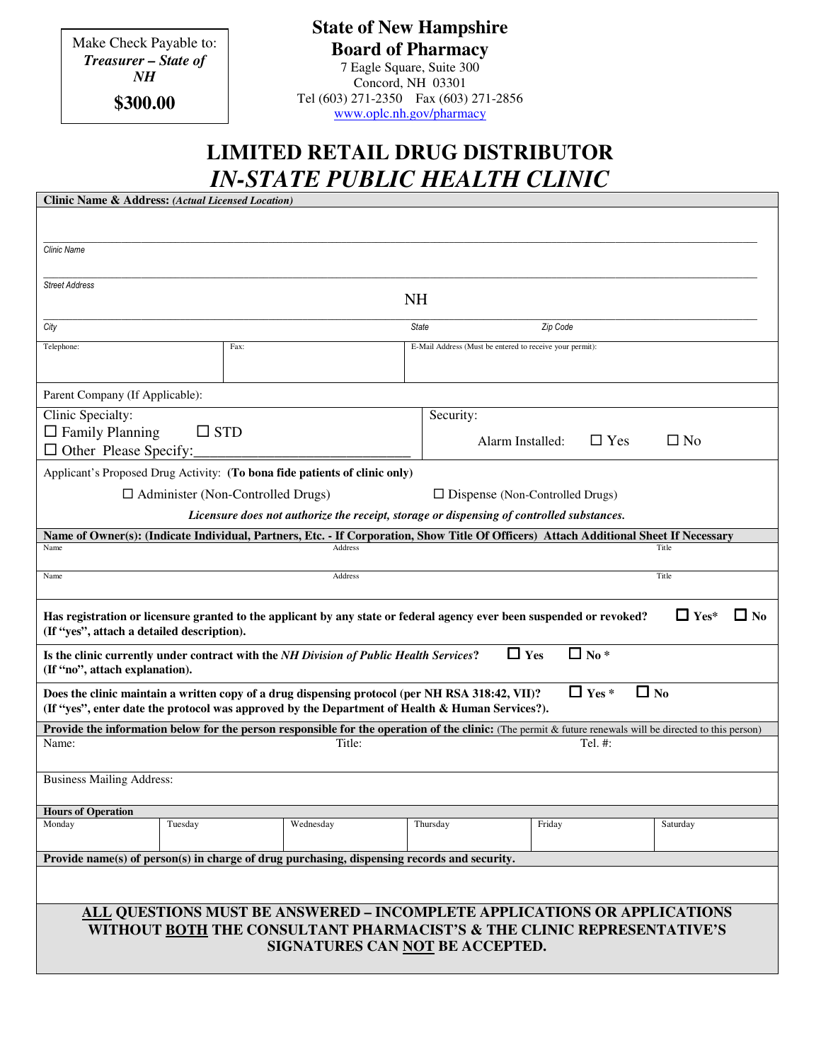Make Check Payable to:
***Treasurer – State of NH***
**$300.00**

**State of New Hampshire**
**Board of Pharmacy**
7 Eagle Square, Suite 300
Concord, NH 03301
Tel (603) 271-2350 Fax (603) 271-2856
www.oplc.nh.gov/pharmacy

# LIMITED RETAIL DRUG DISTRIBUTOR
# *IN-STATE PUBLIC HEALTH CLINIC*

**Clinic Name & Address:** ***(Actual Licensed Location)***

_______________________________________________
*Clinic Name*

_______________________________________________
*Street Address*

_______________________ NH _______________________
*City* *State* *Zip Code*

| Telephone: | Fax: | E-Mail Address (Must be entered to receive your permit): |
|---|---|---|
| | | |

Parent Company (If Applicable):

| Clinic Specialty: | Security: |
|---|---|
| ☐ Family Planning ☐ STD<br>☐ Other Please Specify:____________________________ | Alarm Installed: ☐ Yes ☐ No |

Applicant's Proposed Drug Activity: **(To bona fide patients of clinic only)**

☐ Administer (Non-Controlled Drugs) ☐ Dispense (Non-Controlled Drugs)

***Licensure does not authorize the receipt, storage or dispensing of controlled substances.***

**Name of Owner(s): (Indicate Individual, Partners, Etc. - If Corporation, Show Title Of Officers) Attach Additional Sheet If Necessary**

| Name | Address | Title |
|---|---|---|
| | | |
| Name | Address | Title |
| | | |

**Has registration or licensure granted to the applicant by any state or federal agency ever been suspended or revoked?** ☐ **Yes*** ☐ **No**
**(If "yes", attach a detailed description).**

**Is the clinic currently under contract with the *NH Division of Public Health Services*?** ☐ **Yes** ☐ **No ***
**(If "no", attach explanation).**

**Does the clinic maintain a written copy of a drug dispensing protocol (per NH RSA 318:42, VII)?** ☐ **Yes *** ☐ **No**
**(If "yes", enter date the protocol was approved by the Department of Health & Human Services?).**

**Provide the information below for the person responsible for the operation of the clinic:** (The permit & future renewals will be directed to this person)

| Name: | Title: | Tel. #: |
|---|---|---|
| | | |

Business Mailing Address:

**Hours of Operation**

| Monday | Tuesday | Wednesday | Thursday | Friday | Saturday |
|---|---|---|---|---|---|
| | | | | | |

**Provide name(s) of person(s) in charge of drug purchasing, dispensing records and security.**

**ALL QUESTIONS MUST BE ANSWERED – INCOMPLETE APPLICATIONS OR APPLICATIONS WITHOUT BOTH THE CONSULTANT PHARMACIST'S & THE CLINIC REPRESENTATIVE'S SIGNATURES CAN NOT BE ACCEPTED.**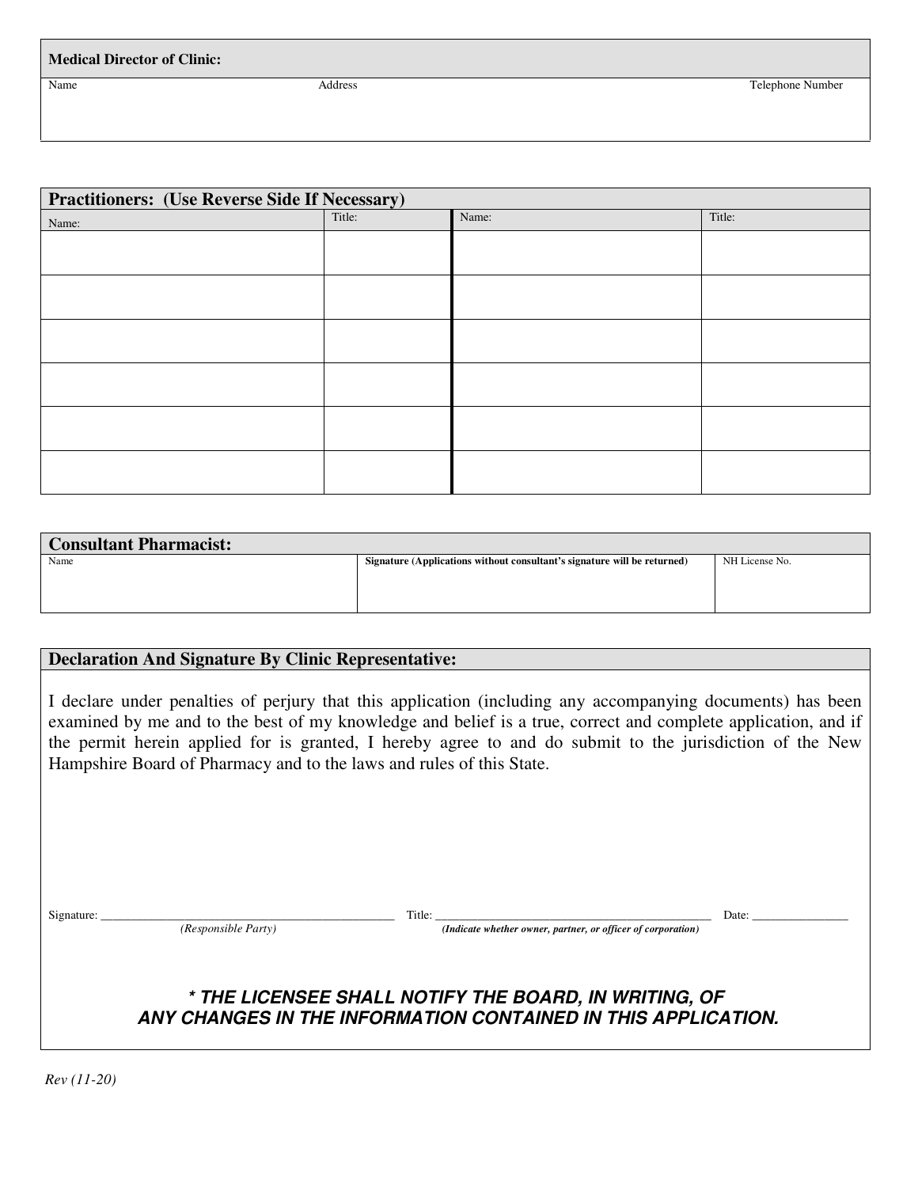| Medical Director of Clinic: | | |
|---|---|---|
| Name | Address | Telephone Number |
| | | |

| Practitioners: (Use Reverse Side If Necessary) | | | |
|---|---|---|---|
| Name: | Title: | Name: | Title: |
| | | | |
| | | | |
| | | | |
| | | | |
| | | | |
| | | | |

| Consultant Pharmacist: | | |
|---|---|---|
| Name | **Signature (Applications without consultant's signature will be returned)** | NH License No. |
| | | |

## Declaration And Signature By Clinic Representative:

I declare under penalties of perjury that this application (including any accompanying documents) has been examined by me and to the best of my knowledge and belief is a true, correct and complete application, and if the permit herein applied for is granted, I hereby agree to and do submit to the jurisdiction of the New Hampshire Board of Pharmacy and to the laws and rules of this State.

Signature: _______________________________________________ Title: _____________________________________________ Date: _______________

*(Responsible Party)* ***(Indicate whether owner, partner, or officer of corporation)***

***\* THE LICENSEE SHALL NOTIFY THE BOARD, IN WRITING, OF ANY CHANGES IN THE INFORMATION CONTAINED IN THIS APPLICATION.***

*Rev (11-20)*